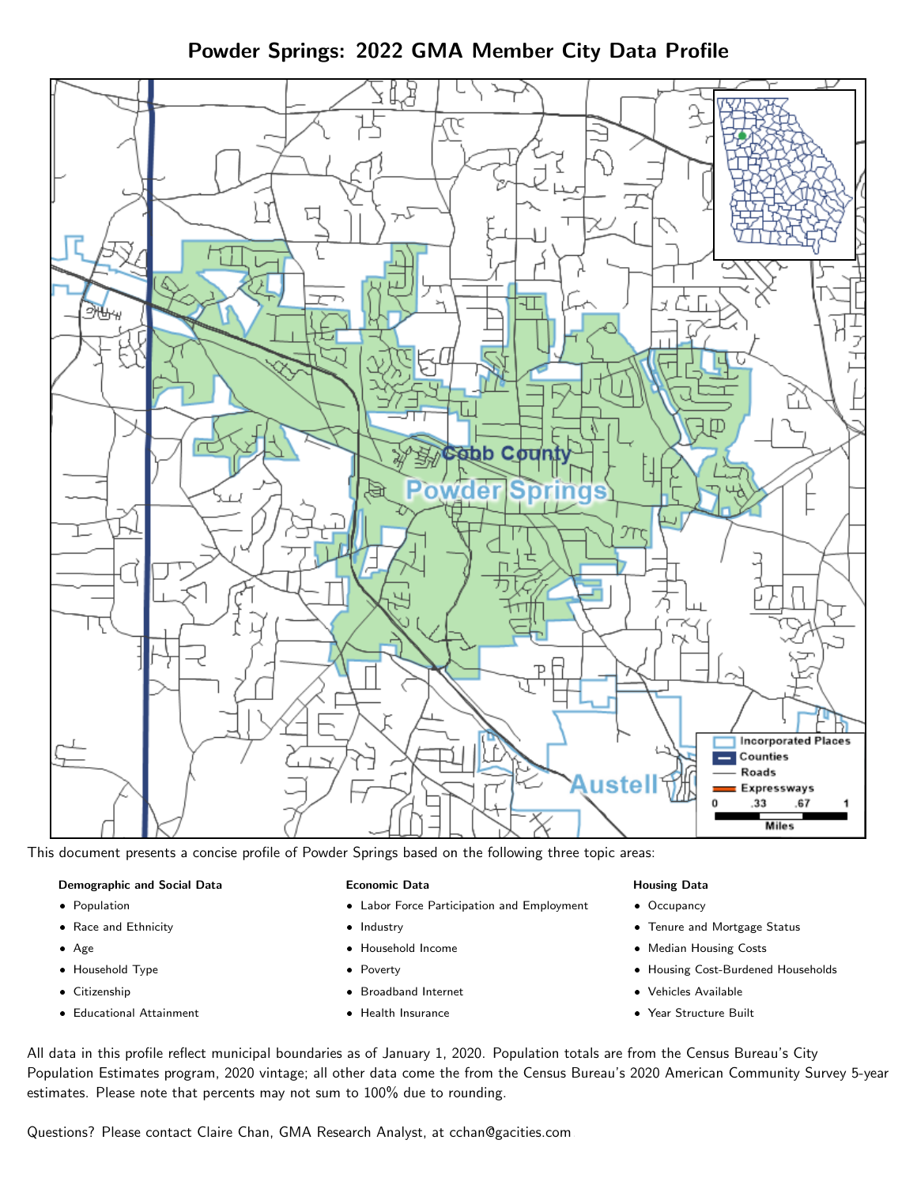# Powder Springs: 2022 GMA Member City Data Profile

Cobb County

Powder Springs

Austell

Incorporated Places

Counties

Roads

Expressways

0 .33 .67 1

Miles

This document presents a concise profile of Powder Springs based on the following three topic areas:

**Demographic and Social Data**

- Population
- Race and Ethnicity
- Age
- Household Type
- Citizenship
- Educational Attainment

**Economic Data**

- Labor Force Participation and Employment
- Industry
- Household Income
- Poverty
- Broadband Internet
- Health Insurance

**Housing Data**

- Occupancy
- Tenure and Mortgage Status
- Median Housing Costs
- Housing Cost-Burdened Households
- Vehicles Available
- Year Structure Built

All data in this profile reflect municipal boundaries as of January 1, 2020. Population totals are from the Census Bureau's City Population Estimates program, 2020 vintage; all other data come the from the Census Bureau's 2020 American Community Survey 5-year estimates. Please note that percents may not sum to 100% due to rounding.

Questions? Please contact Claire Chan, GMA Research Analyst, at cchan@gacities.com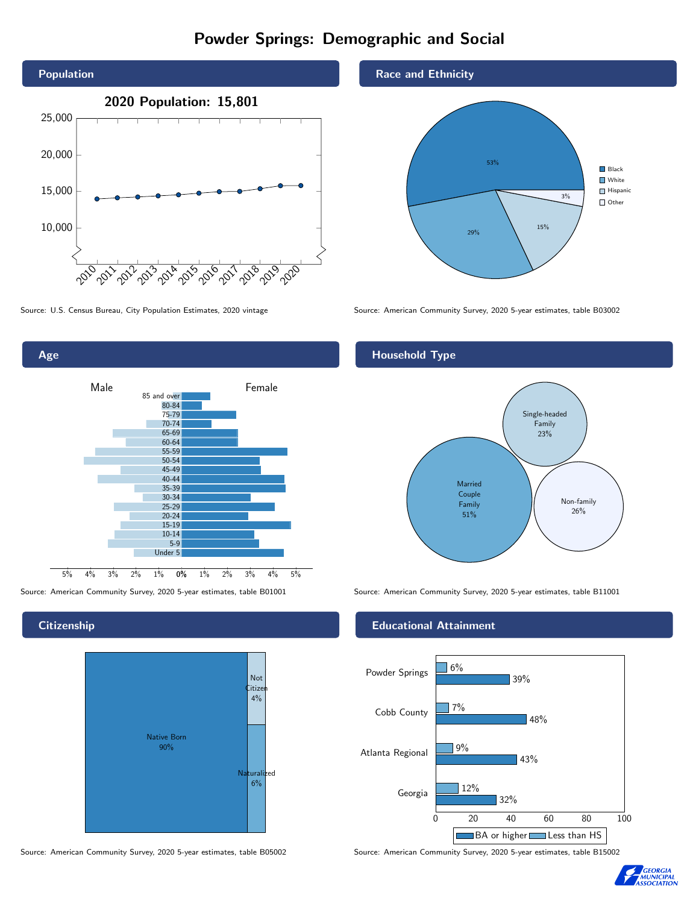# Powder Springs: Demographic and Social

## Population

2020 Population: 15,801

25,000
20,000
15,000
10,000

2010 2011 2012 2013 2014 2015 2016 2017 2018 2019 2020

Source: U.S. Census Bureau, City Population Estimates, 2020 vintage

## Race and Ethnicity

53%
29%
15%
3%

Black
White
Hispanic
Other

Source: American Community Survey, 2020 5-year estimates, table B03002

## Age

Male
Female

85 and over
80-84
75-79
70-74
65-69
60-64
55-59
50-54
45-49
40-44
35-39
30-34
25-29
20-24
15-19
10-14
5-9
Under 5

5% 4% 3% 2% 1% 0% 1% 2% 3% 4% 5%

Source: American Community Survey, 2020 5-year estimates, table B01001

## Household Type

Single-headed Family 23%
Married Couple Family 51%
Non-family 26%

Source: American Community Survey, 2020 5-year estimates, table B11001

## Citizenship

Native Born 90%
Not Citizen 4%
Naturalized 6%

Source: American Community Survey, 2020 5-year estimates, table B05002

## Educational Attainment

Powder Springs: 6%, 39%
Cobb County: 7%, 48%
Atlanta Regional: 9%, 43%
Georgia: 12%, 32%

0 20 40 60 80 100

BA or higher
Less than HS

Source: American Community Survey, 2020 5-year estimates, table B15002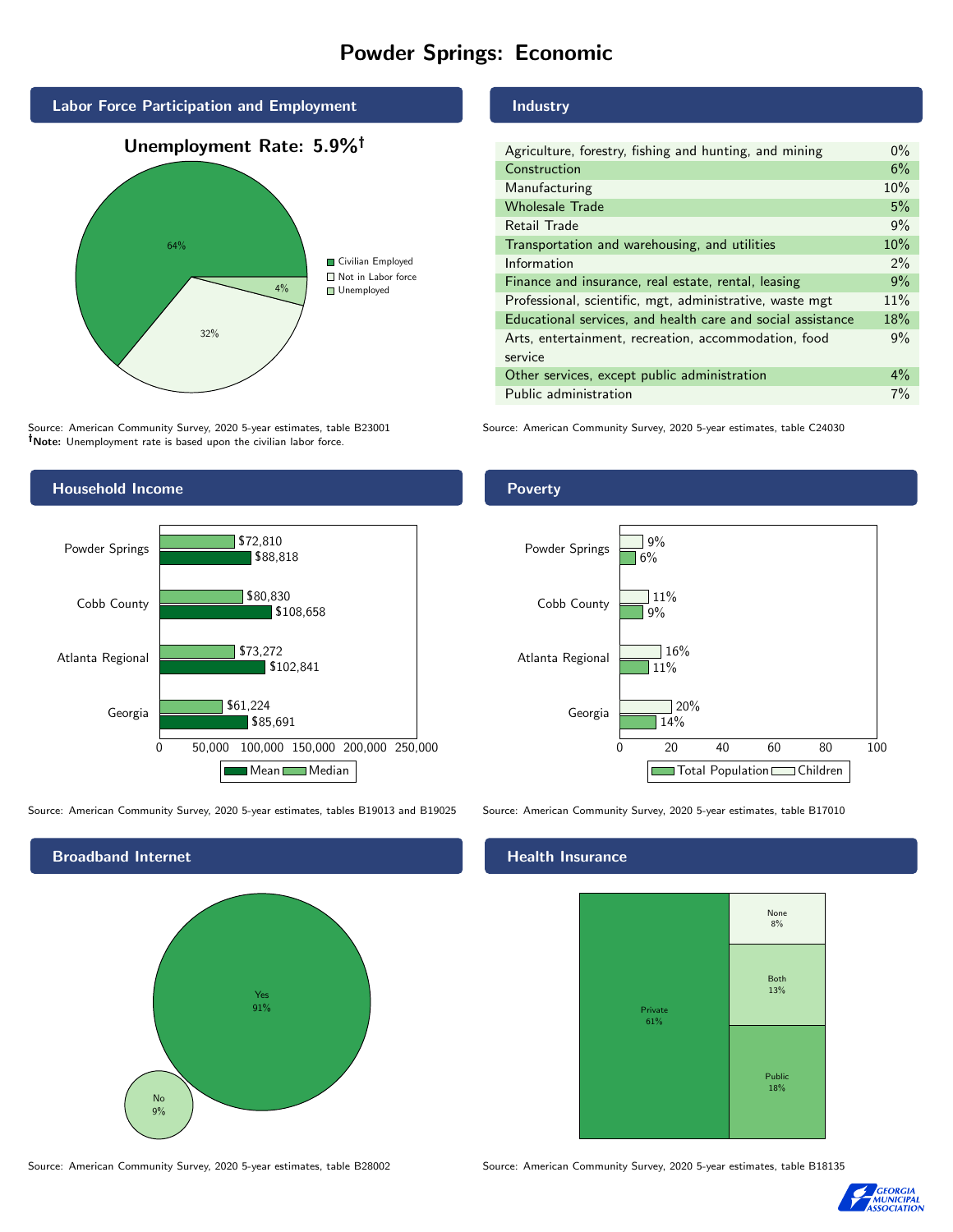# Powder Springs: Economic

## Labor Force Participation and Employment

**Unemployment Rate: 5.9%†**

64%
4%
32%

Civilian Employed
Not in Labor force
Unemployed

Source: American Community Survey, 2020 5-year estimates, table B23001
**†Note:** Unemployment rate is based upon the civilian labor force.

## Industry

| | |
|---|---|
| Agriculture, forestry, fishing and hunting, and mining | 0% |
| Construction | 6% |
| Manufacturing | 10% |
| Wholesale Trade | 5% |
| Retail Trade | 9% |
| Transportation and warehousing, and utilities | 10% |
| Information | 2% |
| Finance and insurance, real estate, rental, leasing | 9% |
| Professional, scientific, mgt, administrative, waste mgt | 11% |
| Educational services, and health care and social assistance | 18% |
| Arts, entertainment, recreation, accommodation, food service | 9% |
| Other services, except public administration | 4% |
| Public administration | 7% |

Source: American Community Survey, 2020 5-year estimates, table C24030

## Household Income

Powder Springs: $72,810, $88,818
Cobb County: $80,830, $108,658
Atlanta Regional: $73,272, $102,841
Georgia: $61,224, $85,691

0 50,000 100,000 150,000 200,000 250,000

Mean Median

Source: American Community Survey, 2020 5-year estimates, tables B19013 and B19025

## Poverty

Powder Springs: 9%, 6%
Cobb County: 11%, 9%
Atlanta Regional: 16%, 11%
Georgia: 20%, 14%

0 20 40 60 80 100

Total Population Children

Source: American Community Survey, 2020 5-year estimates, table B17010

## Broadband Internet

Yes
91%

No
9%

Source: American Community Survey, 2020 5-year estimates, table B28002

## Health Insurance

Private
61%

None
8%

Both
13%

Public
18%

Source: American Community Survey, 2020 5-year estimates, table B18135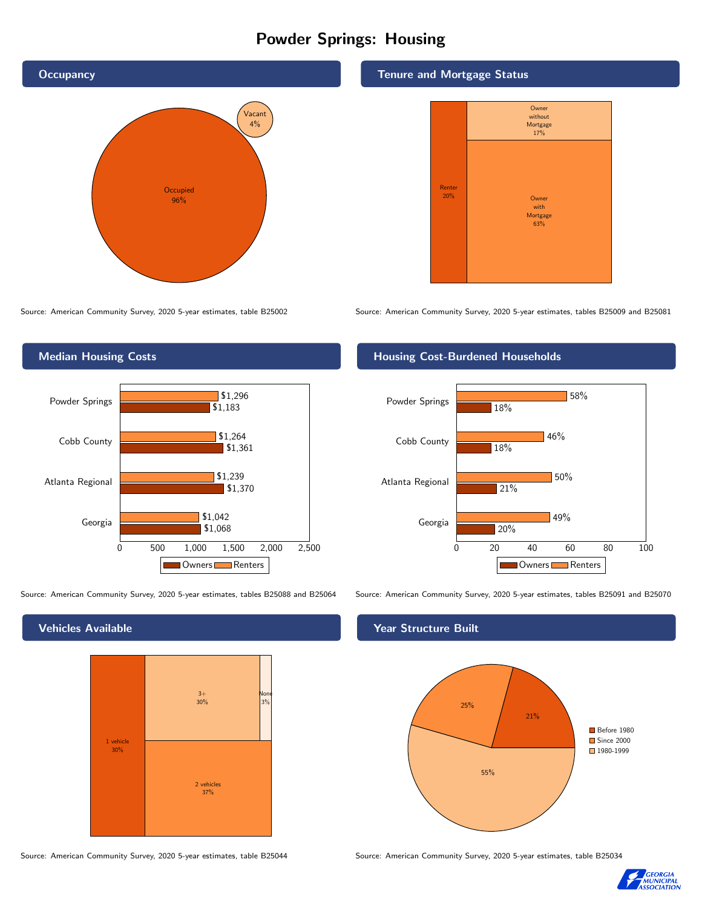# Powder Springs: Housing

## Occupancy

Vacant
4%

Occupied
96%

Source: American Community Survey, 2020 5-year estimates, table B25002

## Tenure and Mortgage Status

Owner without Mortgage
17%

Renter
20%

Owner with Mortgage
63%

Source: American Community Survey, 2020 5-year estimates, tables B25009 and B25081

## Median Housing Costs

Powder Springs
$1,296
$1,183

Cobb County
$1,264
$1,361

Atlanta Regional
$1,239
$1,370

Georgia
$1,042
$1,068

0 500 1,000 1,500 2,000 2,500

Owners Renters

Source: American Community Survey, 2020 5-year estimates, tables B25088 and B25064

## Housing Cost-Burdened Households

Powder Springs
58%
18%

Cobb County
46%
18%

Atlanta Regional
50%
21%

Georgia
49%
20%

0 20 40 60 80 100

Owners Renters

Source: American Community Survey, 2020 5-year estimates, tables B25091 and B25070

## Vehicles Available

1 vehicle
30%

3+
30%

None
3%

2 vehicles
37%

Source: American Community Survey, 2020 5-year estimates, table B25044

## Year Structure Built

25%

21%

55%

Before 1980
Since 2000
1980-1999

Source: American Community Survey, 2020 5-year estimates, table B25034